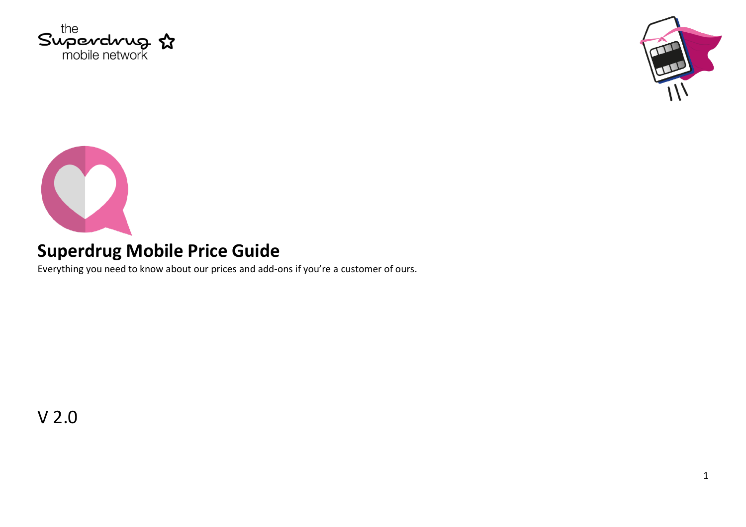# Superdrug Mobile Price Guide

Everything you need to know about our prices and add-ons if you're a customer of ours.

V 2.0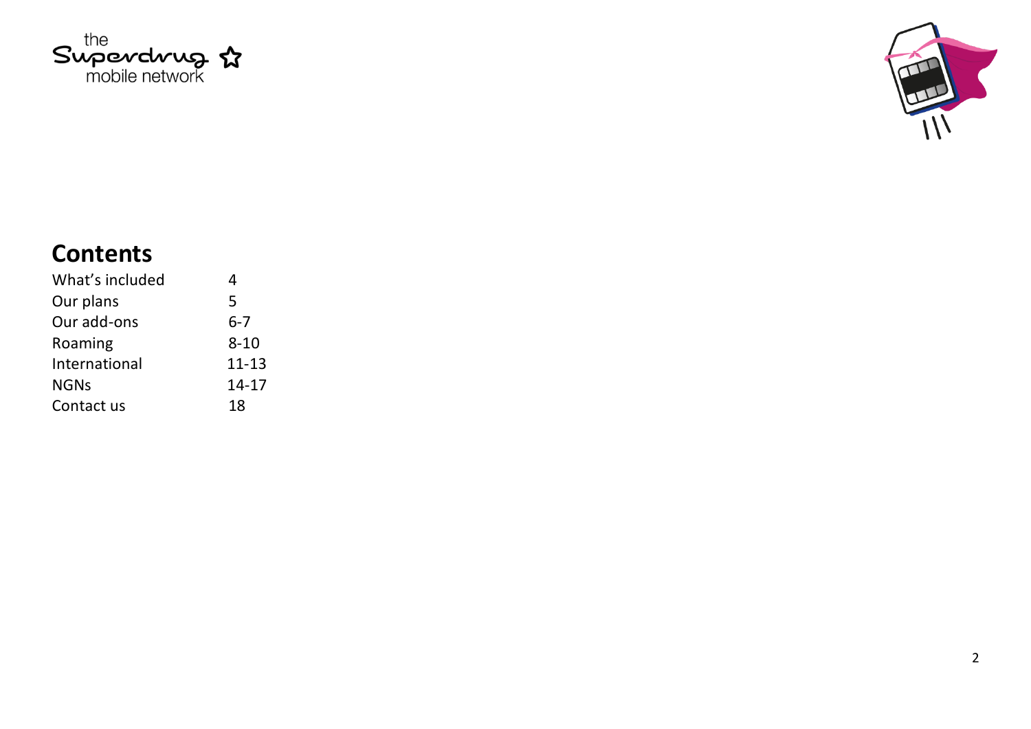## Contents

| | |
|---|---|
| What's included | 4 |
| Our plans | 5 |
| Our add-ons | 6-7 |
| Roaming | 8-10 |
| International | 11-13 |
| NGNs | 14-17 |
| Contact us | 18 |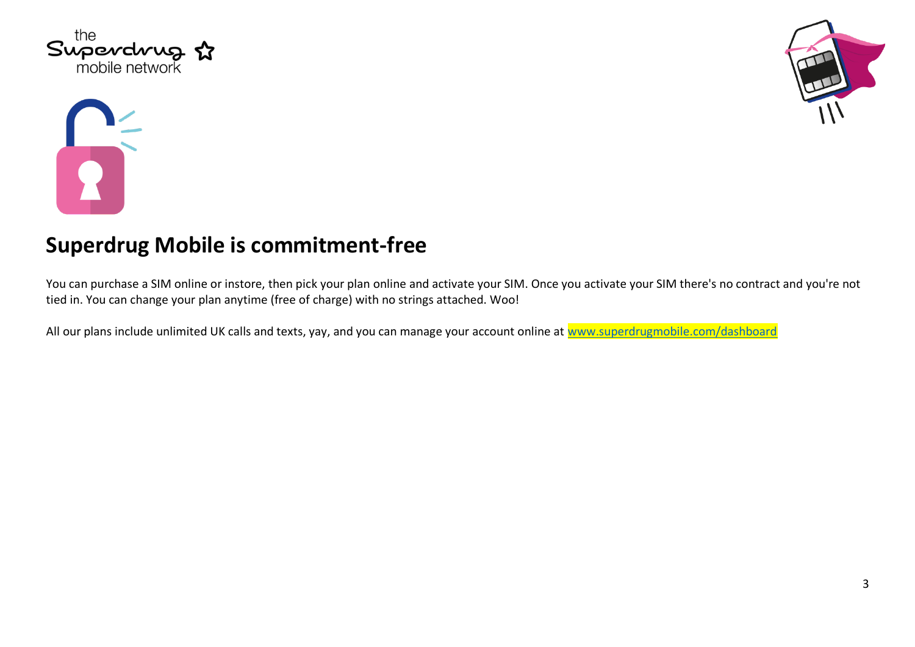## Superdrug Mobile is commitment-free

You can purchase a SIM online or instore, then pick your plan online and activate your SIM. Once you activate your SIM there's no contract and you're not tied in. You can change your plan anytime (free of charge) with no strings attached. Woo!

All our plans include unlimited UK calls and texts, yay, and you can manage your account online at www.superdrugmobile.com/dashboard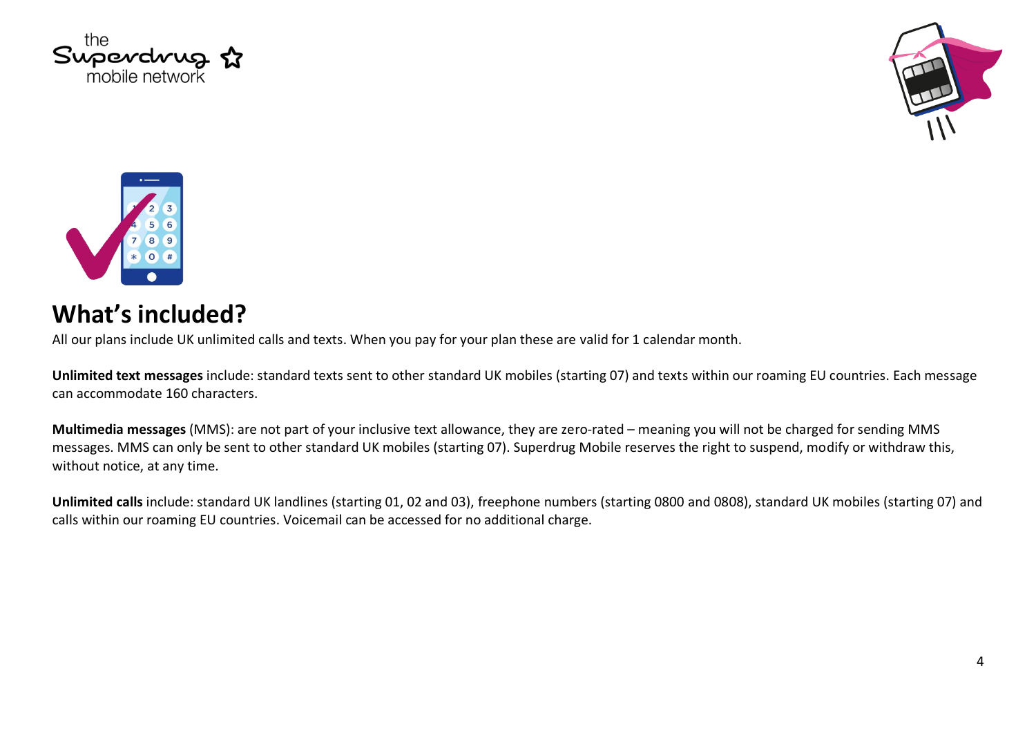## What's included?

All our plans include UK unlimited calls and texts. When you pay for your plan these are valid for 1 calendar month.

**Unlimited text messages** include: standard texts sent to other standard UK mobiles (starting 07) and texts within our roaming EU countries. Each message can accommodate 160 characters.

**Multimedia messages** (MMS): are not part of your inclusive text allowance, they are zero-rated – meaning you will not be charged for sending MMS messages. MMS can only be sent to other standard UK mobiles (starting 07). Superdrug Mobile reserves the right to suspend, modify or withdraw this, without notice, at any time.

**Unlimited calls** include: standard UK landlines (starting 01, 02 and 03), freephone numbers (starting 0800 and 0808), standard UK mobiles (starting 07) and calls within our roaming EU countries. Voicemail can be accessed for no additional charge.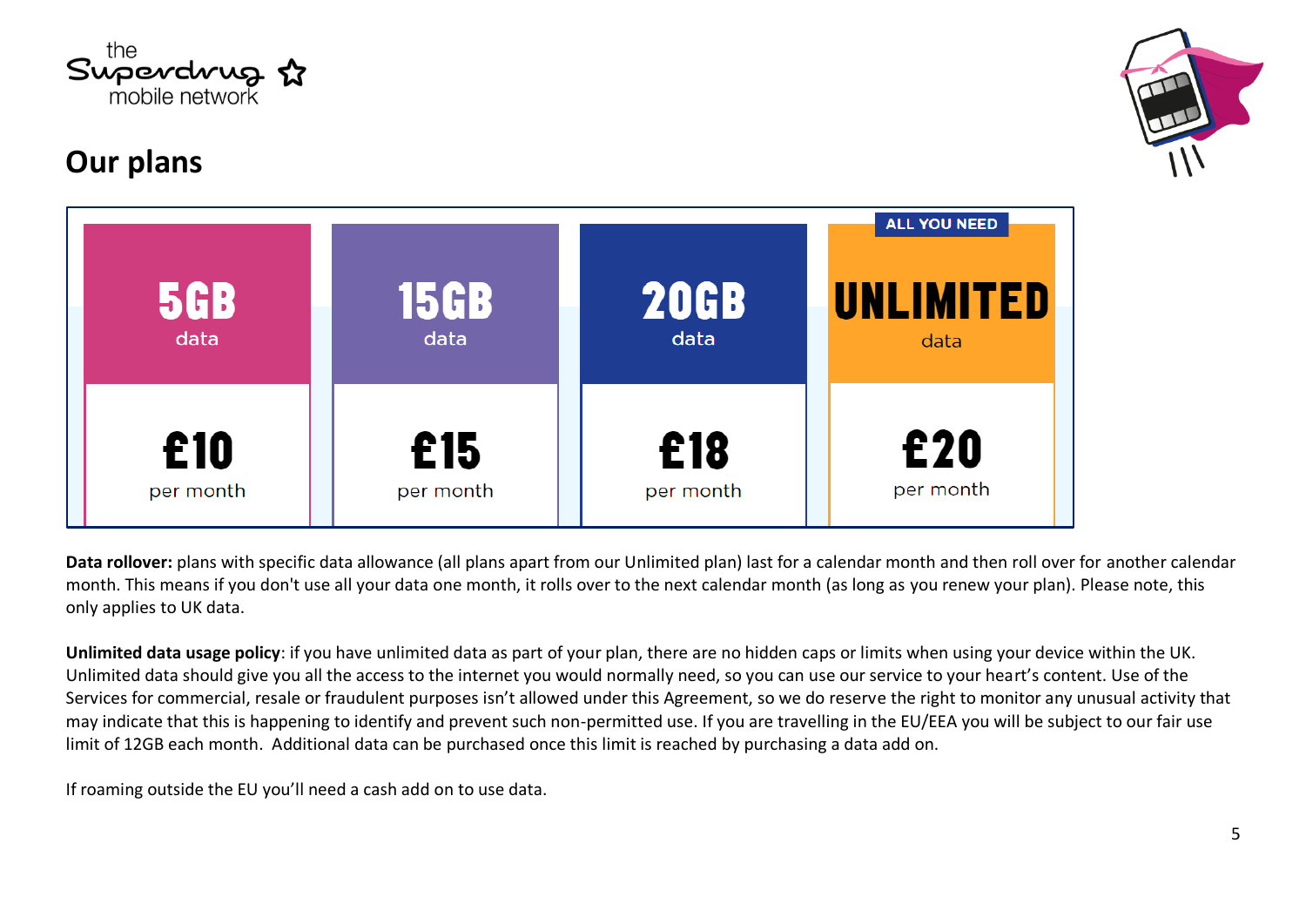## Our plans

| 5GB data | 15GB data | 20GB data | ALL YOU NEED UNLIMITED data |
|---|---|---|---|
| £10 per month | £15 per month | £18 per month | £20 per month |

**Data rollover:** plans with specific data allowance (all plans apart from our Unlimited plan) last for a calendar month and then roll over for another calendar month. This means if you don't use all your data one month, it rolls over to the next calendar month (as long as you renew your plan). Please note, this only applies to UK data.

**Unlimited data usage policy**: if you have unlimited data as part of your plan, there are no hidden caps or limits when using your device within the UK. Unlimited data should give you all the access to the internet you would normally need, so you can use our service to your heart's content. Use of the Services for commercial, resale or fraudulent purposes isn't allowed under this Agreement, so we do reserve the right to monitor any unusual activity that may indicate that this is happening to identify and prevent such non-permitted use. If you are travelling in the EU/EEA you will be subject to our fair use limit of 12GB each month. Additional data can be purchased once this limit is reached by purchasing a data add on.

If roaming outside the EU you'll need a cash add on to use data.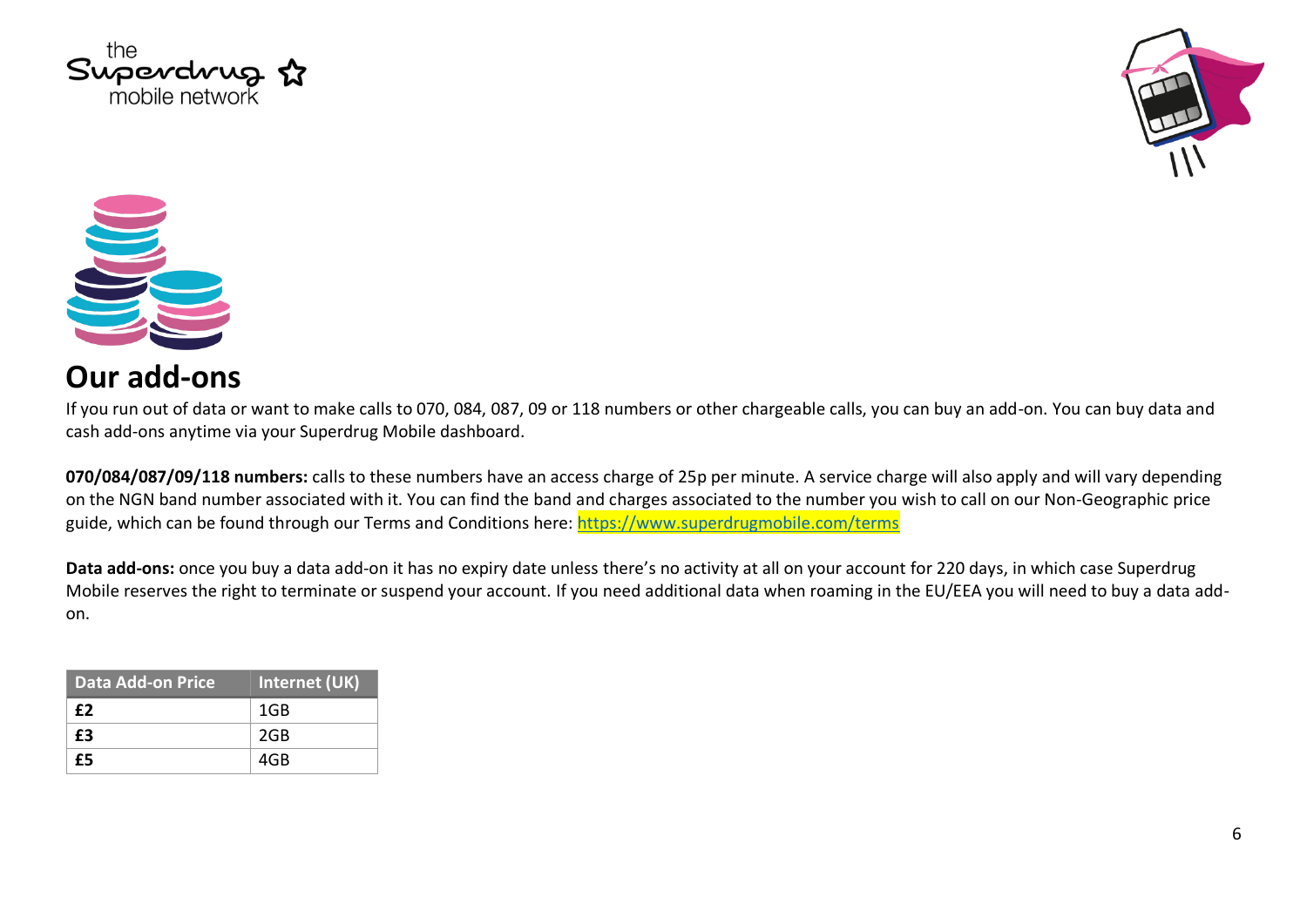## Our add-ons

If you run out of data or want to make calls to 070, 084, 087, 09 or 118 numbers or other chargeable calls, you can buy an add-on. You can buy data and cash add-ons anytime via your Superdrug Mobile dashboard.

**070/084/087/09/118 numbers:** calls to these numbers have an access charge of 25p per minute. A service charge will also apply and will vary depending on the NGN band number associated with it. You can find the band and charges associated to the number you wish to call on our Non-Geographic price guide, which can be found through our Terms and Conditions here: https://www.superdrugmobile.com/terms

**Data add-ons:** once you buy a data add-on it has no expiry date unless there's no activity at all on your account for 220 days, in which case Superdrug Mobile reserves the right to terminate or suspend your account. If you need additional data when roaming in the EU/EEA you will need to buy a data add-on.

| Data Add-on Price | Internet (UK) |
|---|---|
| **£2** | 1GB |
| **£3** | 2GB |
| **£5** | 4GB |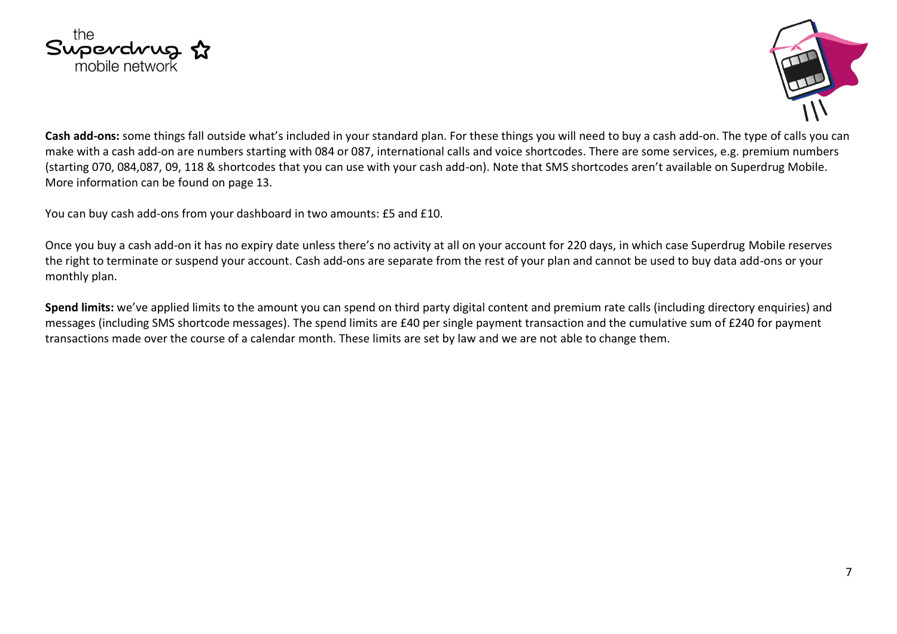**Cash add-ons:** some things fall outside what's included in your standard plan. For these things you will need to buy a cash add-on. The type of calls you can make with a cash add-on are numbers starting with 084 or 087, international calls and voice shortcodes. There are some services, e.g. premium numbers (starting 070, 084,087, 09, 118 & shortcodes that you can use with your cash add-on). Note that SMS shortcodes aren't available on Superdrug Mobile. More information can be found on page 13.

You can buy cash add-ons from your dashboard in two amounts: £5 and £10.

Once you buy a cash add-on it has no expiry date unless there's no activity at all on your account for 220 days, in which case Superdrug Mobile reserves the right to terminate or suspend your account. Cash add-ons are separate from the rest of your plan and cannot be used to buy data add-ons or your monthly plan.

**Spend limits:** we've applied limits to the amount you can spend on third party digital content and premium rate calls (including directory enquiries) and messages (including SMS shortcode messages). The spend limits are £40 per single payment transaction and the cumulative sum of £240 for payment transactions made over the course of a calendar month. These limits are set by law and we are not able to change them.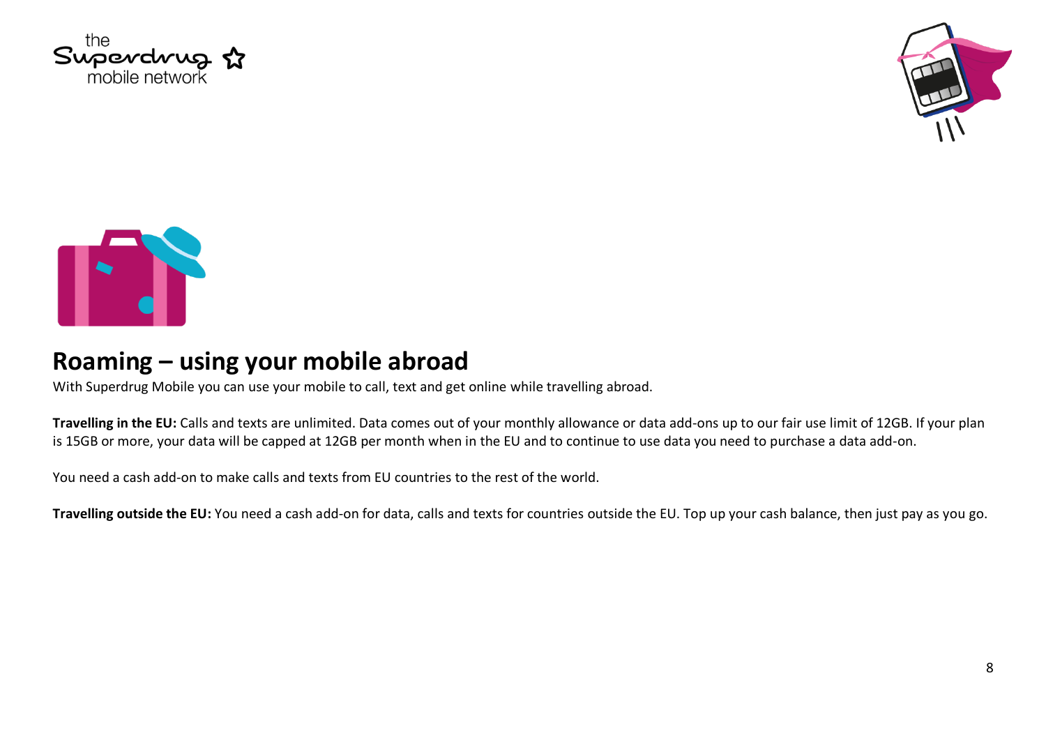## Roaming – using your mobile abroad

With Superdrug Mobile you can use your mobile to call, text and get online while travelling abroad.

**Travelling in the EU:** Calls and texts are unlimited. Data comes out of your monthly allowance or data add-ons up to our fair use limit of 12GB. If your plan is 15GB or more, your data will be capped at 12GB per month when in the EU and to continue to use data you need to purchase a data add-on.

You need a cash add-on to make calls and texts from EU countries to the rest of the world.

**Travelling outside the EU:** You need a cash add-on for data, calls and texts for countries outside the EU. Top up your cash balance, then just pay as you go.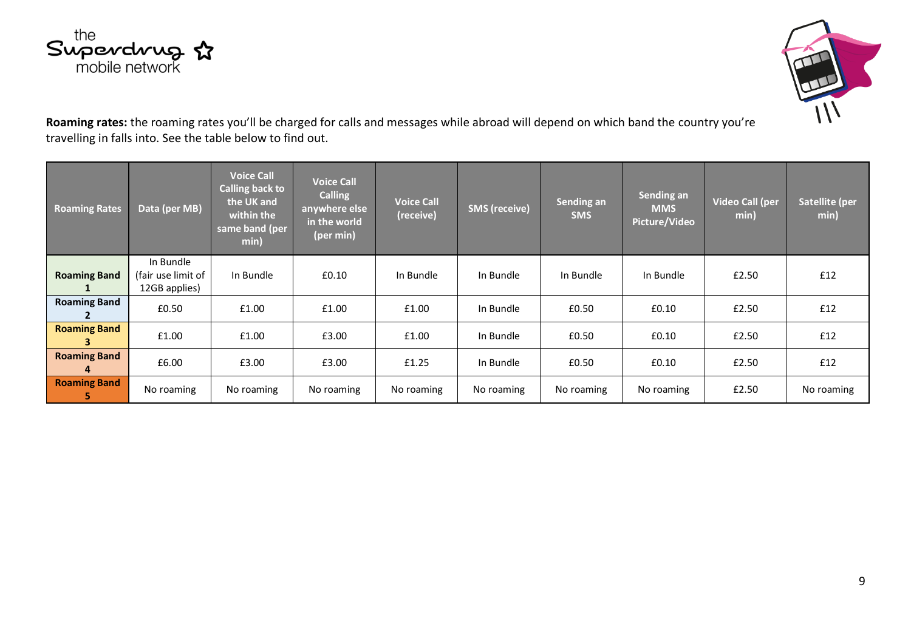**Roaming rates:** the roaming rates you'll be charged for calls and messages while abroad will depend on which band the country you're travelling in falls into. See the table below to find out.

| Roaming Rates | Data (per MB) | Voice Call Calling back to the UK and within the same band (per min) | Voice Call Calling anywhere else in the world (per min) | Voice Call (receive) | SMS (receive) | Sending an SMS | Sending an MMS Picture/Video | Video Call (per min) | Satellite (per min) |
|---|---|---|---|---|---|---|---|---|---|
| **Roaming Band 1** | In Bundle (fair use limit of 12GB applies) | In Bundle | £0.10 | In Bundle | In Bundle | In Bundle | In Bundle | £2.50 | £12 |
| **Roaming Band 2** | £0.50 | £1.00 | £1.00 | £1.00 | In Bundle | £0.50 | £0.10 | £2.50 | £12 |
| **Roaming Band 3** | £1.00 | £1.00 | £3.00 | £1.00 | In Bundle | £0.50 | £0.10 | £2.50 | £12 |
| **Roaming Band 4** | £6.00 | £3.00 | £3.00 | £1.25 | In Bundle | £0.50 | £0.10 | £2.50 | £12 |
| **Roaming Band 5** | No roaming | No roaming | No roaming | No roaming | No roaming | No roaming | No roaming | £2.50 | No roaming |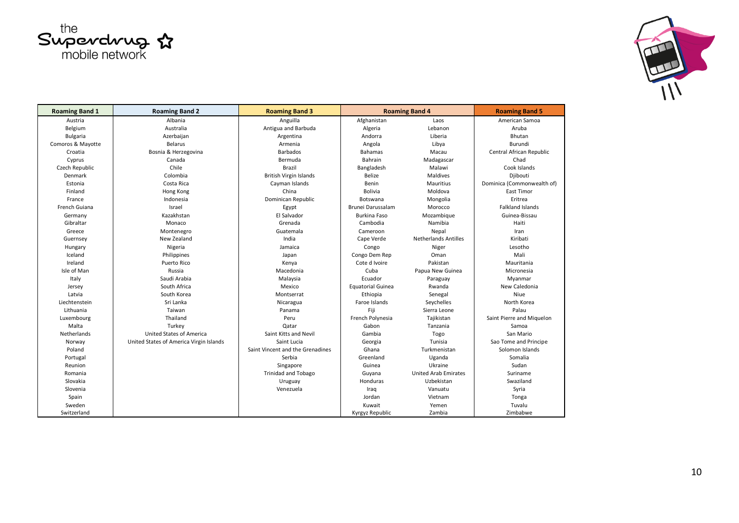| Roaming Band 1 | Roaming Band 2 | Roaming Band 3 | Roaming Band 4 | | Roaming Band 5 |
|---|---|---|---|---|---|
| Austria | Albania | Anguilla | Afghanistan | Laos | American Samoa |
| Belgium | Australia | Antigua and Barbuda | Algeria | Lebanon | Aruba |
| Bulgaria | Azerbaijan | Argentina | Andorra | Liberia | Bhutan |
| Comoros & Mayotte | Belarus | Armenia | Angola | Libya | Burundi |
| Croatia | Bosnia & Herzegovina | Barbados | Bahamas | Macau | Central African Republic |
| Cyprus | Canada | Bermuda | Bahrain | Madagascar | Chad |
| Czech Republic | Chile | Brazil | Bangladesh | Malawi | Cook Islands |
| Denmark | Colombia | British Virgin Islands | Belize | Maldives | Djibouti |
| Estonia | Costa Rica | Cayman Islands | Benin | Mauritius | Dominica (Commonwealth of) |
| Finland | Hong Kong | China | Bolivia | Moldova | East Timor |
| France | Indonesia | Dominican Republic | Botswana | Mongolia | Eritrea |
| French Guiana | Israel | Egypt | Brunei Darussalam | Morocco | Falkland Islands |
| Germany | Kazakhstan | El Salvador | Burkina Faso | Mozambique | Guinea-Bissau |
| Gibraltar | Monaco | Grenada | Cambodia | Namibia | Haiti |
| Greece | Montenegro | Guatemala | Cameroon | Nepal | Iran |
| Guernsey | New Zealand | India | Cape Verde | Netherlands Antilles | Kiribati |
| Hungary | Nigeria | Jamaica | Congo | Niger | Lesotho |
| Iceland | Philippines | Japan | Congo Dem Rep | Oman | Mali |
| Ireland | Puerto Rico | Kenya | Cote d Ivoire | Pakistan | Mauritania |
| Isle of Man | Russia | Macedonia | Cuba | Papua New Guinea | Micronesia |
| Italy | Saudi Arabia | Malaysia | Ecuador | Paraguay | Myanmar |
| Jersey | South Africa | Mexico | Equatorial Guinea | Rwanda | New Caledonia |
| Latvia | South Korea | Montserrat | Ethiopia | Senegal | Niue |
| Liechtenstein | Sri Lanka | Nicaragua | Faroe Islands | Seychelles | North Korea |
| Lithuania | Taiwan | Panama | Fiji | Sierra Leone | Palau |
| Luxembourg | Thailand | Peru | French Polynesia | Tajikistan | Saint Pierre and Miquelon |
| Malta | Turkey | Qatar | Gabon | Tanzania | Samoa |
| Netherlands | United States of America | Saint Kitts and Nevil | Gambia | Togo | San Mario |
| Norway | United States of America Virgin Islands | Saint Lucia | Georgia | Tunisia | Sao Tome and Principe |
| Poland | | Saint Vincent and the Grenadines | Ghana | Turkmenistan | Solomon Islands |
| Portugal | | Serbia | Greenland | Uganda | Somalia |
| Reunion | | Singapore | Guinea | Ukraine | Sudan |
| Romania | | Trinidad and Tobago | Guyana | United Arab Emirates | Suriname |
| Slovakia | | Uruguay | Honduras | Uzbekistan | Swaziland |
| Slovenia | | Venezuela | Iraq | Vanuatu | Syria |
| Spain | | | Jordan | Vietnam | Tonga |
| Sweden | | | Kuwait | Yemen | Tuvalu |
| Switzerland | | | Kyrgyz Republic | Zambia | Zimbabwe |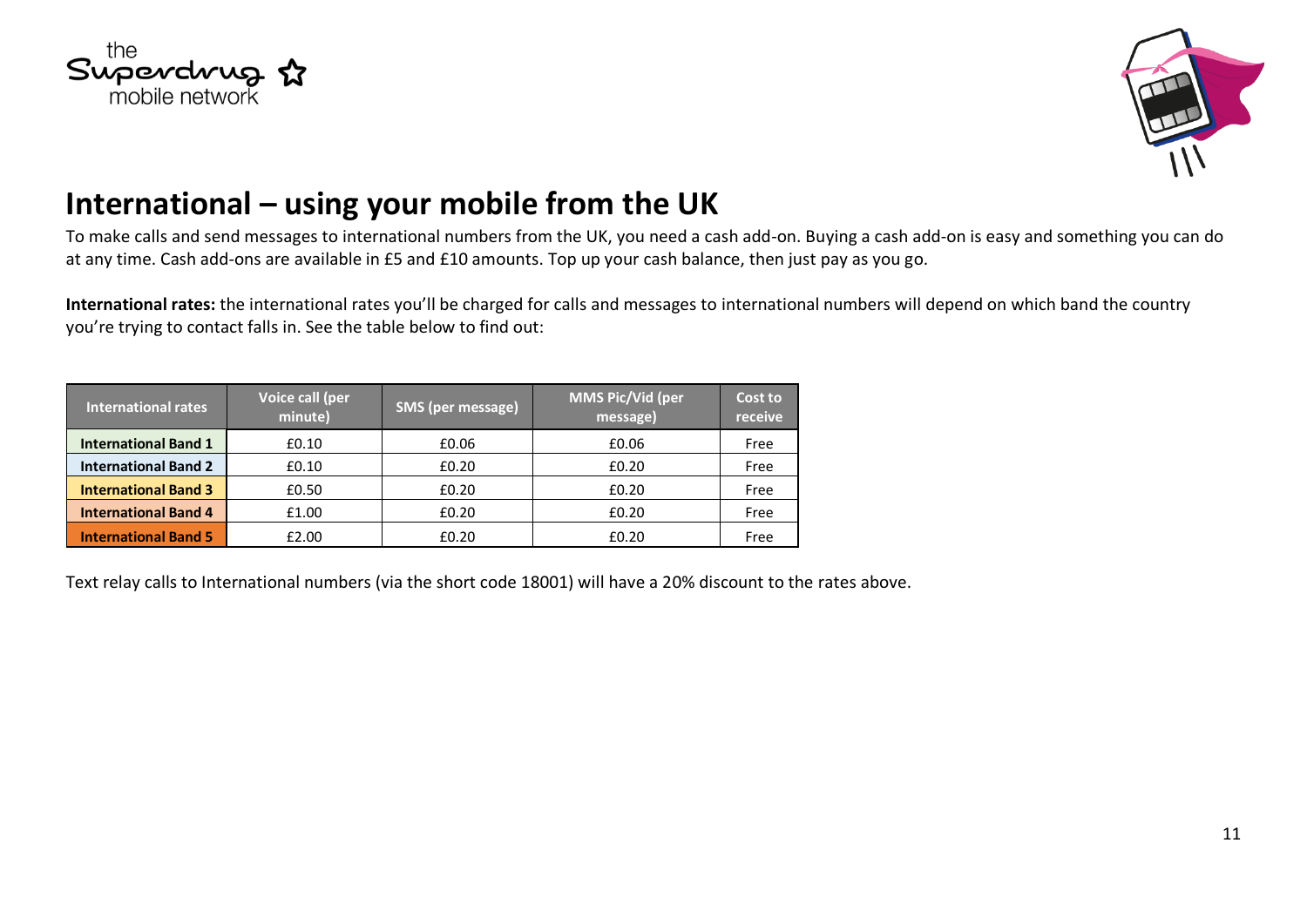## International – using your mobile from the UK

To make calls and send messages to international numbers from the UK, you need a cash add-on. Buying a cash add-on is easy and something you can do at any time. Cash add-ons are available in £5 and £10 amounts. Top up your cash balance, then just pay as you go.

**International rates:** the international rates you'll be charged for calls and messages to international numbers will depend on which band the country you're trying to contact falls in. See the table below to find out:

| International rates | Voice call (per minute) | SMS (per message) | MMS Pic/Vid (per message) | Cost to receive |
|---|---|---|---|---|
| **International Band 1** | £0.10 | £0.06 | £0.06 | Free |
| **International Band 2** | £0.10 | £0.20 | £0.20 | Free |
| **International Band 3** | £0.50 | £0.20 | £0.20 | Free |
| **International Band 4** | £1.00 | £0.20 | £0.20 | Free |
| **International Band 5** | £2.00 | £0.20 | £0.20 | Free |

Text relay calls to International numbers (via the short code 18001) will have a 20% discount to the rates above.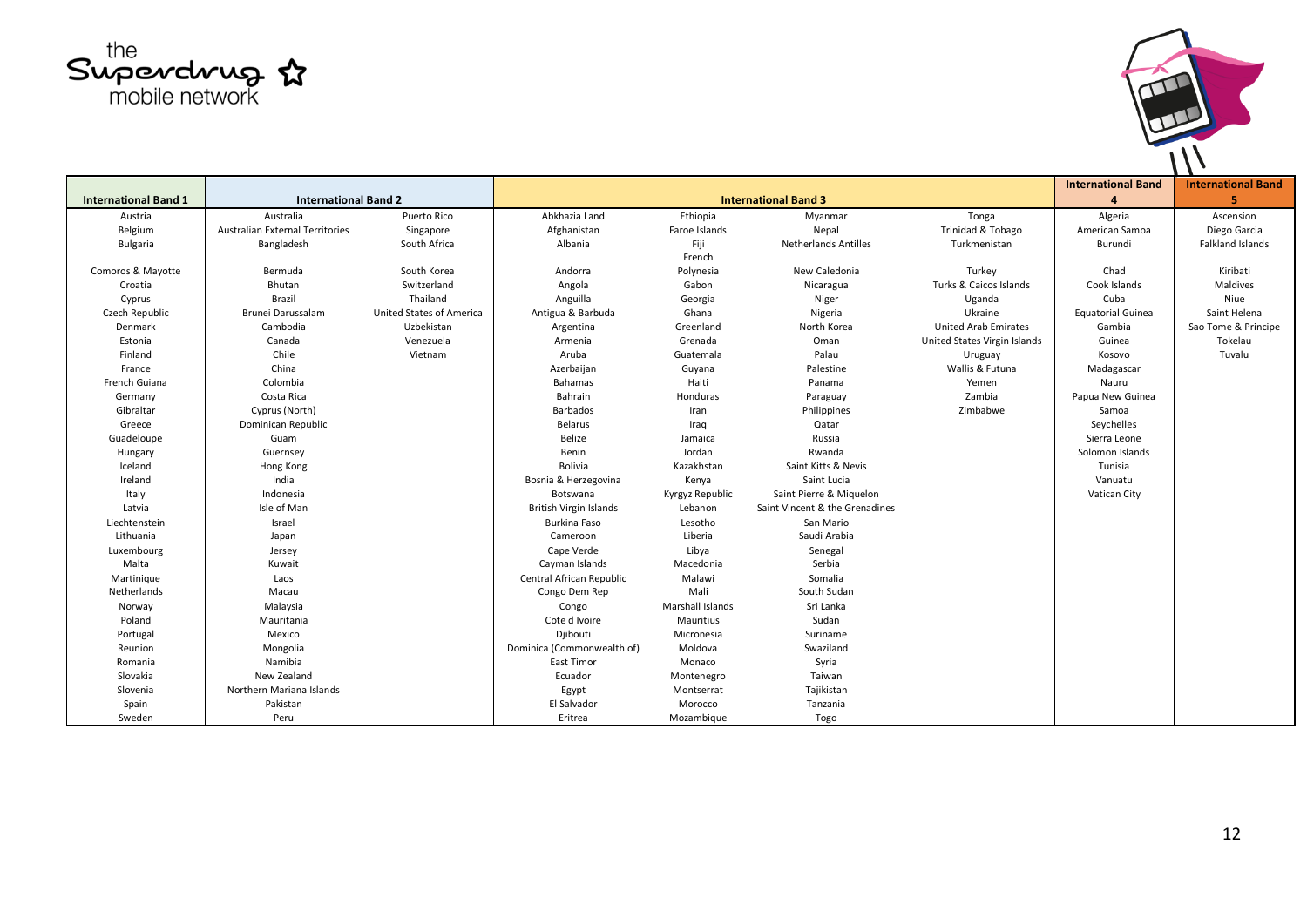the Superdrug mobile network

| International Band 1 | International Band 2 | | International Band 3 | | | | International Band 4 | International Band 5 |
|---|---|---|---|---|---|---|---|---|
| Austria | Australia | Puerto Rico | Abkhazia Land | Ethiopia | Myanmar | Tonga | Algeria | Ascension |
| Belgium | Australian External Territories | Singapore | Afghanistan | Faroe Islands | Nepal | Trinidad & Tobago | American Samoa | Diego Garcia |
| Bulgaria | Bangladesh | South Africa | Albania | Fiji | Netherlands Antilles | Turkmenistan | Burundi | Falkland Islands |
| Comoros & Mayotte | Bermuda | South Korea | Andorra | French Polynesia | New Caledonia | Turkey | Chad | Kiribati |
| Croatia | Bhutan | Switzerland | Angola | Gabon | Nicaragua | Turks & Caicos Islands | Cook Islands | Maldives |
| Cyprus | Brazil | Thailand | Anguilla | Georgia | Niger | Uganda | Cuba | Niue |
| Czech Republic | Brunei Darussalam | United States of America | Antigua & Barbuda | Ghana | Nigeria | Ukraine | Equatorial Guinea | Saint Helena |
| Denmark | Cambodia | Uzbekistan | Argentina | Greenland | North Korea | United Arab Emirates | Gambia | Sao Tome & Principe |
| Estonia | Canada | Venezuela | Armenia | Grenada | Oman | United States Virgin Islands | Guinea | Tokelau |
| Finland | Chile | Vietnam | Aruba | Guatemala | Palau | Uruguay | Kosovo | Tuvalu |
| France | China | | Azerbaijan | Guyana | Palestine | Wallis & Futuna | Madagascar | |
| French Guiana | Colombia | | Bahamas | Haiti | Panama | Yemen | Nauru | |
| Germany | Costa Rica | | Bahrain | Honduras | Paraguay | Zambia | Papua New Guinea | |
| Gibraltar | Cyprus (North) | | Barbados | Iran | Philippines | Zimbabwe | Samoa | |
| Greece | Dominican Republic | | Belarus | Iraq | Qatar | | Seychelles | |
| Guadeloupe | Guam | | Belize | Jamaica | Russia | | Sierra Leone | |
| Hungary | Guernsey | | Benin | Jordan | Rwanda | | Solomon Islands | |
| Iceland | Hong Kong | | Bolivia | Kazakhstan | Saint Kitts & Nevis | | Tunisia | |
| Ireland | India | | Bosnia & Herzegovina | Kenya | Saint Lucia | | Vanuatu | |
| Italy | Indonesia | | Botswana | Kyrgyz Republic | Saint Pierre & Miquelon | | Vatican City | |
| Latvia | Isle of Man | | British Virgin Islands | Lebanon | Saint Vincent & the Grenadines | | | |
| Liechtenstein | Israel | | Burkina Faso | Lesotho | San Mario | | | |
| Lithuania | Japan | | Cameroon | Liberia | Saudi Arabia | | | |
| Luxembourg | Jersey | | Cape Verde | Libya | Senegal | | | |
| Malta | Kuwait | | Cayman Islands | Macedonia | Serbia | | | |
| Martinique | Laos | | Central African Republic | Malawi | Somalia | | | |
| Netherlands | Macau | | Congo Dem Rep | Mali | South Sudan | | | |
| Norway | Malaysia | | Congo | Marshall Islands | Sri Lanka | | | |
| Poland | Mauritania | | Cote d Ivoire | Mauritius | Sudan | | | |
| Portugal | Mexico | | Djibouti | Micronesia | Suriname | | | |
| Reunion | Mongolia | | Dominica (Commonwealth of) | Moldova | Swaziland | | | |
| Romania | Namibia | | East Timor | Monaco | Syria | | | |
| Slovakia | New Zealand | | Ecuador | Montenegro | Taiwan | | | |
| Slovenia | Northern Mariana Islands | | Egypt | Montserrat | Tajikistan | | | |
| Spain | Pakistan | | El Salvador | Morocco | Tanzania | | | |
| Sweden | Peru | | Eritrea | Mozambique | Togo | | | |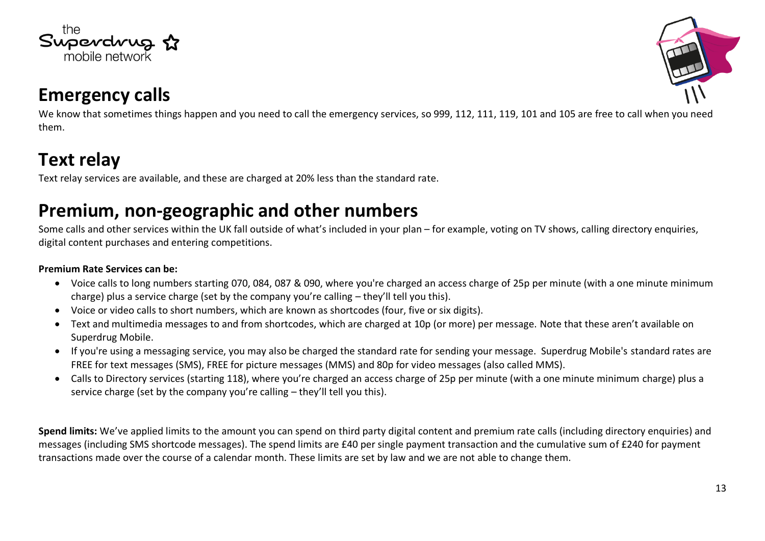## Emergency calls

We know that sometimes things happen and you need to call the emergency services, so 999, 112, 111, 119, 101 and 105 are free to call when you need them.

## Text relay

Text relay services are available, and these are charged at 20% less than the standard rate.

## Premium, non-geographic and other numbers

Some calls and other services within the UK fall outside of what's included in your plan – for example, voting on TV shows, calling directory enquiries, digital content purchases and entering competitions.

**Premium Rate Services can be:**

- Voice calls to long numbers starting 070, 084, 087 & 090, where you're charged an access charge of 25p per minute (with a one minute minimum charge) plus a service charge (set by the company you're calling – they'll tell you this).
- Voice or video calls to short numbers, which are known as shortcodes (four, five or six digits).
- Text and multimedia messages to and from shortcodes, which are charged at 10p (or more) per message. Note that these aren't available on Superdrug Mobile.
- If you're using a messaging service, you may also be charged the standard rate for sending your message. Superdrug Mobile's standard rates are FREE for text messages (SMS), FREE for picture messages (MMS) and 80p for video messages (also called MMS).
- Calls to Directory services (starting 118), where you're charged an access charge of 25p per minute (with a one minute minimum charge) plus a service charge (set by the company you're calling – they'll tell you this).

**Spend limits:** We've applied limits to the amount you can spend on third party digital content and premium rate calls (including directory enquiries) and messages (including SMS shortcode messages). The spend limits are £40 per single payment transaction and the cumulative sum of £240 for payment transactions made over the course of a calendar month. These limits are set by law and we are not able to change them.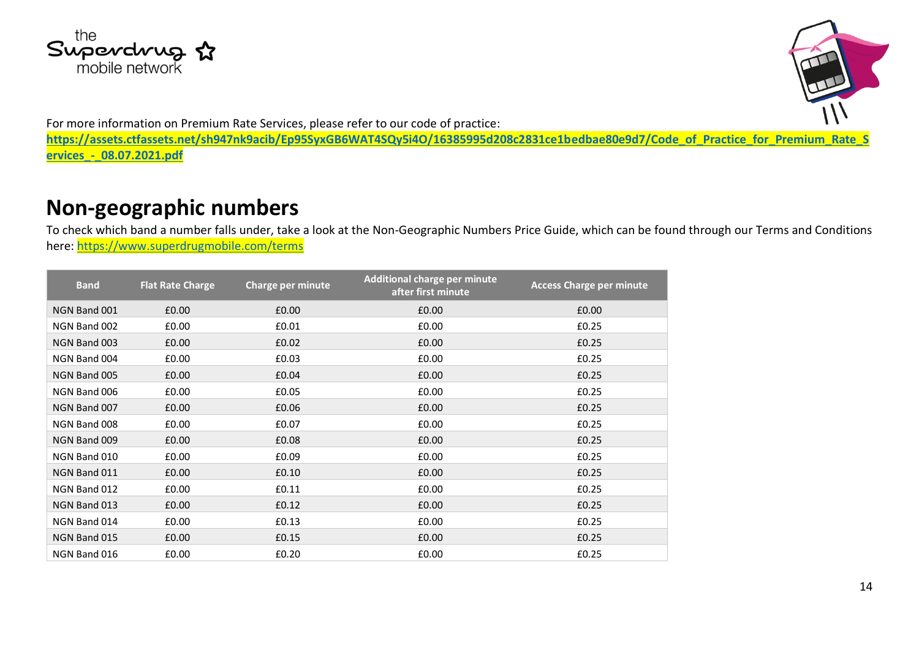For more information on Premium Rate Services, please refer to our code of practice: **https://assets.ctfassets.net/sh947nk9acib/Ep95SyxGB6WAT4SQy5i4O/16385995d208c2831ce1bedbae80e9d7/Code_of_Practice_for_Premium_Rate_Services_-_08.07.2021.pdf**

## Non-geographic numbers

To check which band a number falls under, take a look at the Non-Geographic Numbers Price Guide, which can be found through our Terms and Conditions here: https://www.superdrugmobile.com/terms

| Band | Flat Rate Charge | Charge per minute | Additional charge per minute after first minute | Access Charge per minute |
| --- | --- | --- | --- | --- |
| NGN Band 001 | £0.00 | £0.00 | £0.00 | £0.00 |
| NGN Band 002 | £0.00 | £0.01 | £0.00 | £0.25 |
| NGN Band 003 | £0.00 | £0.02 | £0.00 | £0.25 |
| NGN Band 004 | £0.00 | £0.03 | £0.00 | £0.25 |
| NGN Band 005 | £0.00 | £0.04 | £0.00 | £0.25 |
| NGN Band 006 | £0.00 | £0.05 | £0.00 | £0.25 |
| NGN Band 007 | £0.00 | £0.06 | £0.00 | £0.25 |
| NGN Band 008 | £0.00 | £0.07 | £0.00 | £0.25 |
| NGN Band 009 | £0.00 | £0.08 | £0.00 | £0.25 |
| NGN Band 010 | £0.00 | £0.09 | £0.00 | £0.25 |
| NGN Band 011 | £0.00 | £0.10 | £0.00 | £0.25 |
| NGN Band 012 | £0.00 | £0.11 | £0.00 | £0.25 |
| NGN Band 013 | £0.00 | £0.12 | £0.00 | £0.25 |
| NGN Band 014 | £0.00 | £0.13 | £0.00 | £0.25 |
| NGN Band 015 | £0.00 | £0.15 | £0.00 | £0.25 |
| NGN Band 016 | £0.00 | £0.20 | £0.00 | £0.25 |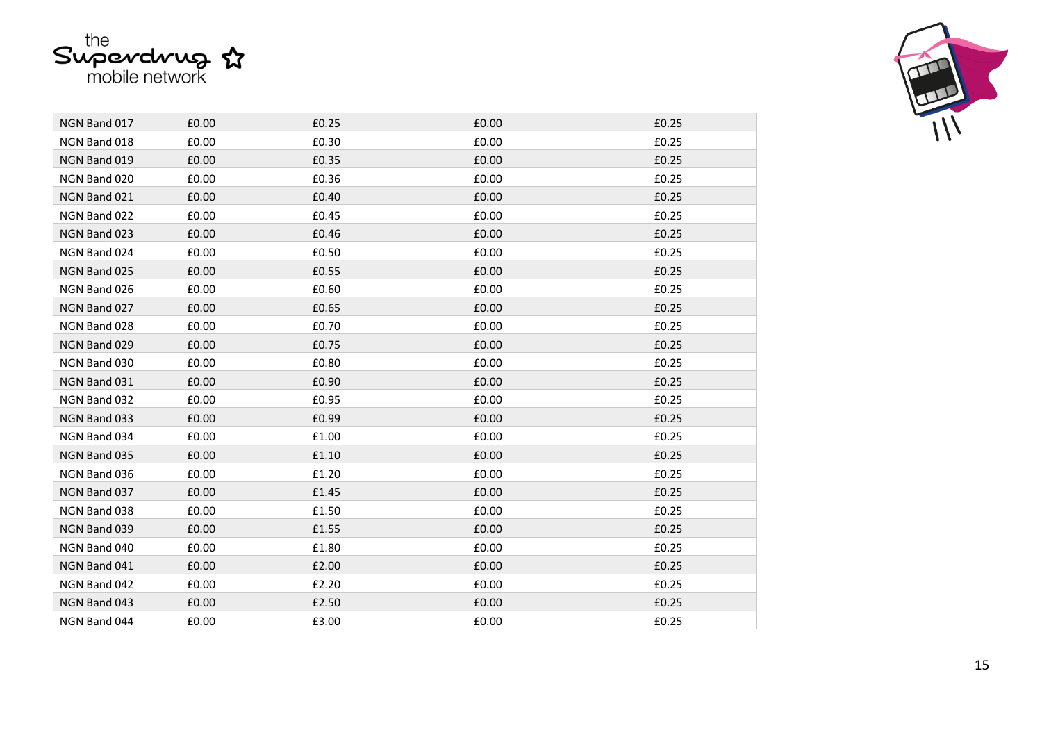| | | | | |
|---|---|---|---|---|
| NGN Band 017 | £0.00 | £0.25 | £0.00 | £0.25 |
| NGN Band 018 | £0.00 | £0.30 | £0.00 | £0.25 |
| NGN Band 019 | £0.00 | £0.35 | £0.00 | £0.25 |
| NGN Band 020 | £0.00 | £0.36 | £0.00 | £0.25 |
| NGN Band 021 | £0.00 | £0.40 | £0.00 | £0.25 |
| NGN Band 022 | £0.00 | £0.45 | £0.00 | £0.25 |
| NGN Band 023 | £0.00 | £0.46 | £0.00 | £0.25 |
| NGN Band 024 | £0.00 | £0.50 | £0.00 | £0.25 |
| NGN Band 025 | £0.00 | £0.55 | £0.00 | £0.25 |
| NGN Band 026 | £0.00 | £0.60 | £0.00 | £0.25 |
| NGN Band 027 | £0.00 | £0.65 | £0.00 | £0.25 |
| NGN Band 028 | £0.00 | £0.70 | £0.00 | £0.25 |
| NGN Band 029 | £0.00 | £0.75 | £0.00 | £0.25 |
| NGN Band 030 | £0.00 | £0.80 | £0.00 | £0.25 |
| NGN Band 031 | £0.00 | £0.90 | £0.00 | £0.25 |
| NGN Band 032 | £0.00 | £0.95 | £0.00 | £0.25 |
| NGN Band 033 | £0.00 | £0.99 | £0.00 | £0.25 |
| NGN Band 034 | £0.00 | £1.00 | £0.00 | £0.25 |
| NGN Band 035 | £0.00 | £1.10 | £0.00 | £0.25 |
| NGN Band 036 | £0.00 | £1.20 | £0.00 | £0.25 |
| NGN Band 037 | £0.00 | £1.45 | £0.00 | £0.25 |
| NGN Band 038 | £0.00 | £1.50 | £0.00 | £0.25 |
| NGN Band 039 | £0.00 | £1.55 | £0.00 | £0.25 |
| NGN Band 040 | £0.00 | £1.80 | £0.00 | £0.25 |
| NGN Band 041 | £0.00 | £2.00 | £0.00 | £0.25 |
| NGN Band 042 | £0.00 | £2.20 | £0.00 | £0.25 |
| NGN Band 043 | £0.00 | £2.50 | £0.00 | £0.25 |
| NGN Band 044 | £0.00 | £3.00 | £0.00 | £0.25 |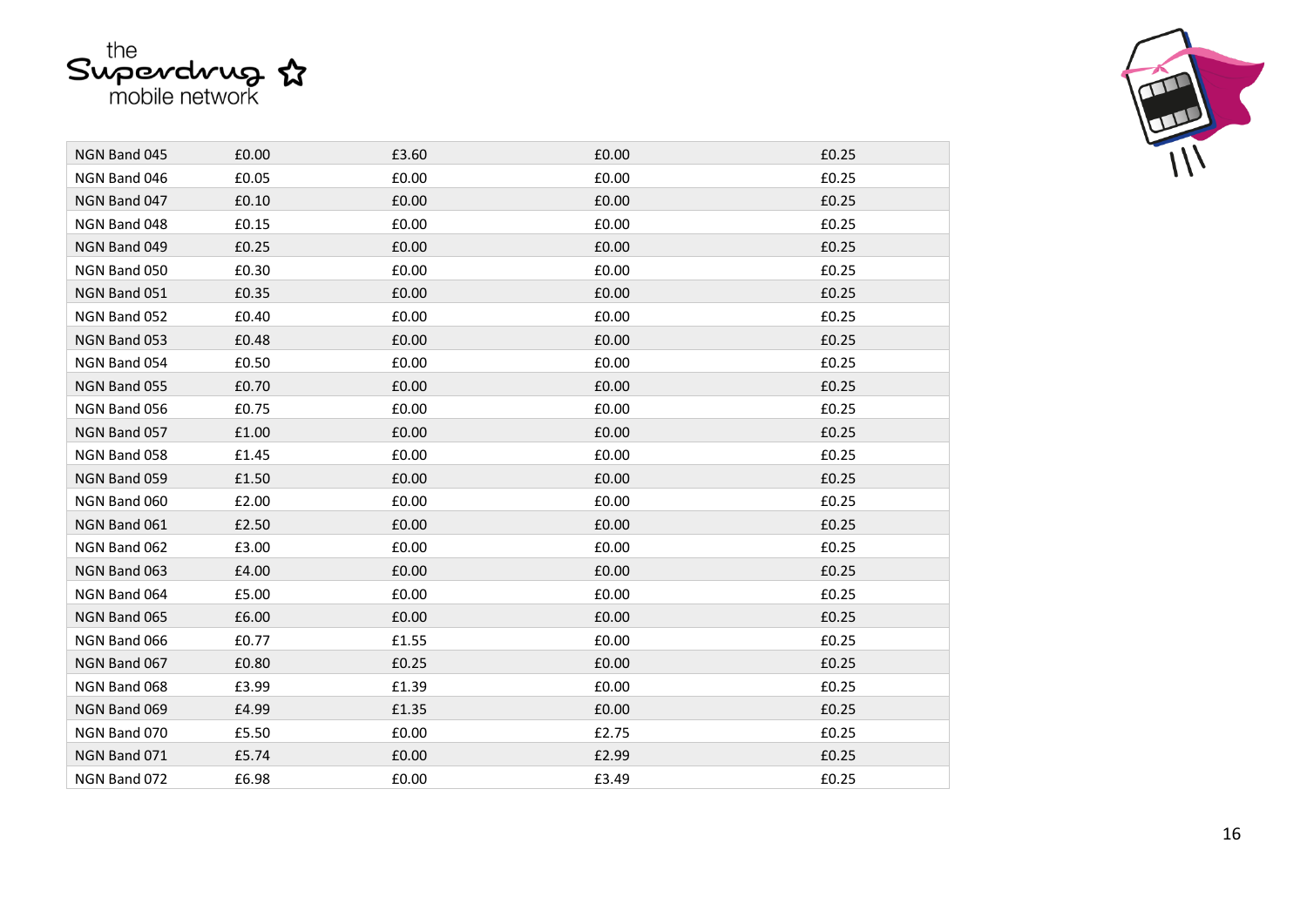| | | | | |
|---|---|---|---|---|
| NGN Band 045 | £0.00 | £3.60 | £0.00 | £0.25 |
| NGN Band 046 | £0.05 | £0.00 | £0.00 | £0.25 |
| NGN Band 047 | £0.10 | £0.00 | £0.00 | £0.25 |
| NGN Band 048 | £0.15 | £0.00 | £0.00 | £0.25 |
| NGN Band 049 | £0.25 | £0.00 | £0.00 | £0.25 |
| NGN Band 050 | £0.30 | £0.00 | £0.00 | £0.25 |
| NGN Band 051 | £0.35 | £0.00 | £0.00 | £0.25 |
| NGN Band 052 | £0.40 | £0.00 | £0.00 | £0.25 |
| NGN Band 053 | £0.48 | £0.00 | £0.00 | £0.25 |
| NGN Band 054 | £0.50 | £0.00 | £0.00 | £0.25 |
| NGN Band 055 | £0.70 | £0.00 | £0.00 | £0.25 |
| NGN Band 056 | £0.75 | £0.00 | £0.00 | £0.25 |
| NGN Band 057 | £1.00 | £0.00 | £0.00 | £0.25 |
| NGN Band 058 | £1.45 | £0.00 | £0.00 | £0.25 |
| NGN Band 059 | £1.50 | £0.00 | £0.00 | £0.25 |
| NGN Band 060 | £2.00 | £0.00 | £0.00 | £0.25 |
| NGN Band 061 | £2.50 | £0.00 | £0.00 | £0.25 |
| NGN Band 062 | £3.00 | £0.00 | £0.00 | £0.25 |
| NGN Band 063 | £4.00 | £0.00 | £0.00 | £0.25 |
| NGN Band 064 | £5.00 | £0.00 | £0.00 | £0.25 |
| NGN Band 065 | £6.00 | £0.00 | £0.00 | £0.25 |
| NGN Band 066 | £0.77 | £1.55 | £0.00 | £0.25 |
| NGN Band 067 | £0.80 | £0.25 | £0.00 | £0.25 |
| NGN Band 068 | £3.99 | £1.39 | £0.00 | £0.25 |
| NGN Band 069 | £4.99 | £1.35 | £0.00 | £0.25 |
| NGN Band 070 | £5.50 | £0.00 | £2.75 | £0.25 |
| NGN Band 071 | £5.74 | £0.00 | £2.99 | £0.25 |
| NGN Band 072 | £6.98 | £0.00 | £3.49 | £0.25 |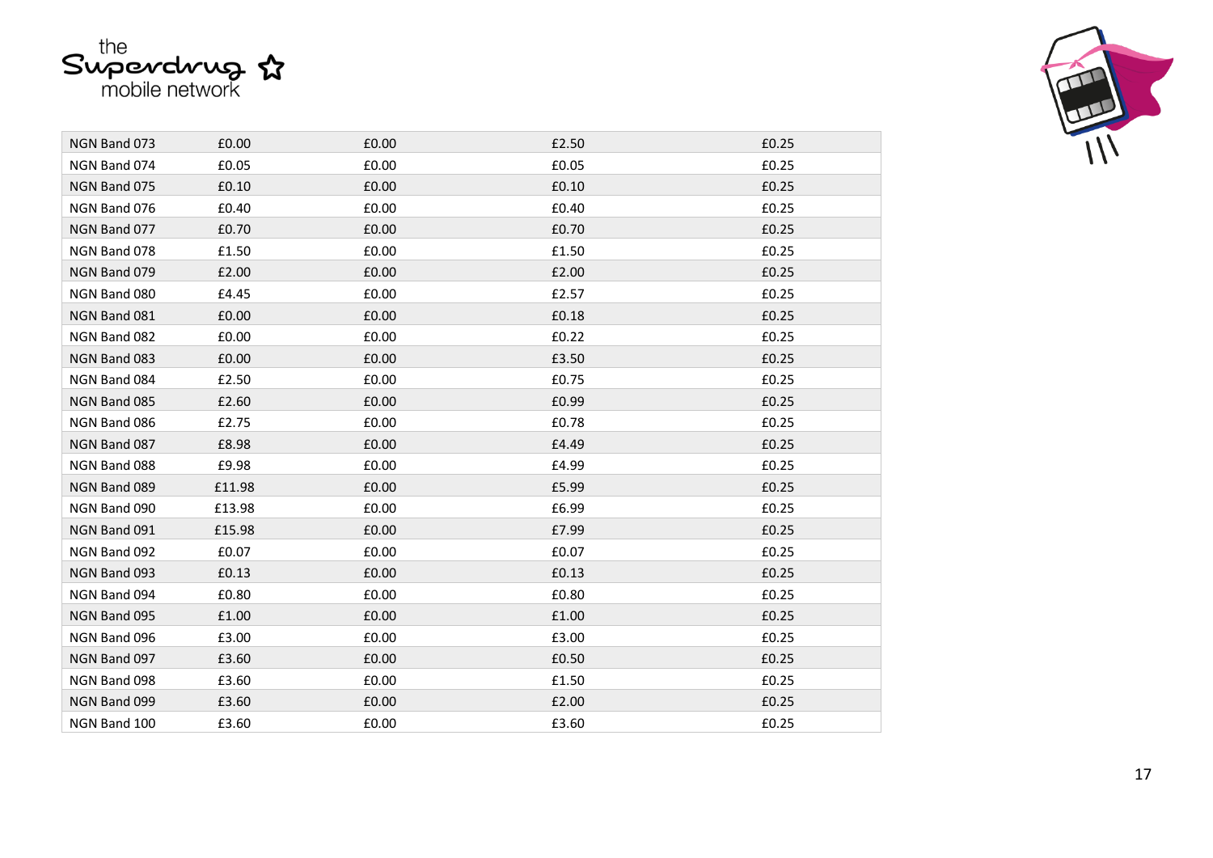| | | | | |
|---|---|---|---|---|
| NGN Band 073 | £0.00 | £0.00 | £2.50 | £0.25 |
| NGN Band 074 | £0.05 | £0.00 | £0.05 | £0.25 |
| NGN Band 075 | £0.10 | £0.00 | £0.10 | £0.25 |
| NGN Band 076 | £0.40 | £0.00 | £0.40 | £0.25 |
| NGN Band 077 | £0.70 | £0.00 | £0.70 | £0.25 |
| NGN Band 078 | £1.50 | £0.00 | £1.50 | £0.25 |
| NGN Band 079 | £2.00 | £0.00 | £2.00 | £0.25 |
| NGN Band 080 | £4.45 | £0.00 | £2.57 | £0.25 |
| NGN Band 081 | £0.00 | £0.00 | £0.18 | £0.25 |
| NGN Band 082 | £0.00 | £0.00 | £0.22 | £0.25 |
| NGN Band 083 | £0.00 | £0.00 | £3.50 | £0.25 |
| NGN Band 084 | £2.50 | £0.00 | £0.75 | £0.25 |
| NGN Band 085 | £2.60 | £0.00 | £0.99 | £0.25 |
| NGN Band 086 | £2.75 | £0.00 | £0.78 | £0.25 |
| NGN Band 087 | £8.98 | £0.00 | £4.49 | £0.25 |
| NGN Band 088 | £9.98 | £0.00 | £4.99 | £0.25 |
| NGN Band 089 | £11.98 | £0.00 | £5.99 | £0.25 |
| NGN Band 090 | £13.98 | £0.00 | £6.99 | £0.25 |
| NGN Band 091 | £15.98 | £0.00 | £7.99 | £0.25 |
| NGN Band 092 | £0.07 | £0.00 | £0.07 | £0.25 |
| NGN Band 093 | £0.13 | £0.00 | £0.13 | £0.25 |
| NGN Band 094 | £0.80 | £0.00 | £0.80 | £0.25 |
| NGN Band 095 | £1.00 | £0.00 | £1.00 | £0.25 |
| NGN Band 096 | £3.00 | £0.00 | £3.00 | £0.25 |
| NGN Band 097 | £3.60 | £0.00 | £0.50 | £0.25 |
| NGN Band 098 | £3.60 | £0.00 | £1.50 | £0.25 |
| NGN Band 099 | £3.60 | £0.00 | £2.00 | £0.25 |
| NGN Band 100 | £3.60 | £0.00 | £3.60 | £0.25 |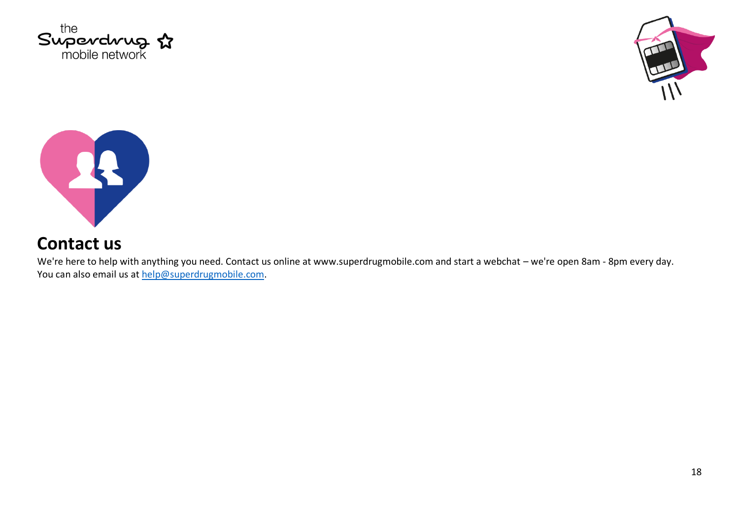## Contact us

We're here to help with anything you need. Contact us online at www.superdrugmobile.com and start a webchat – we're open 8am - 8pm every day. You can also email us at help@superdrugmobile.com.